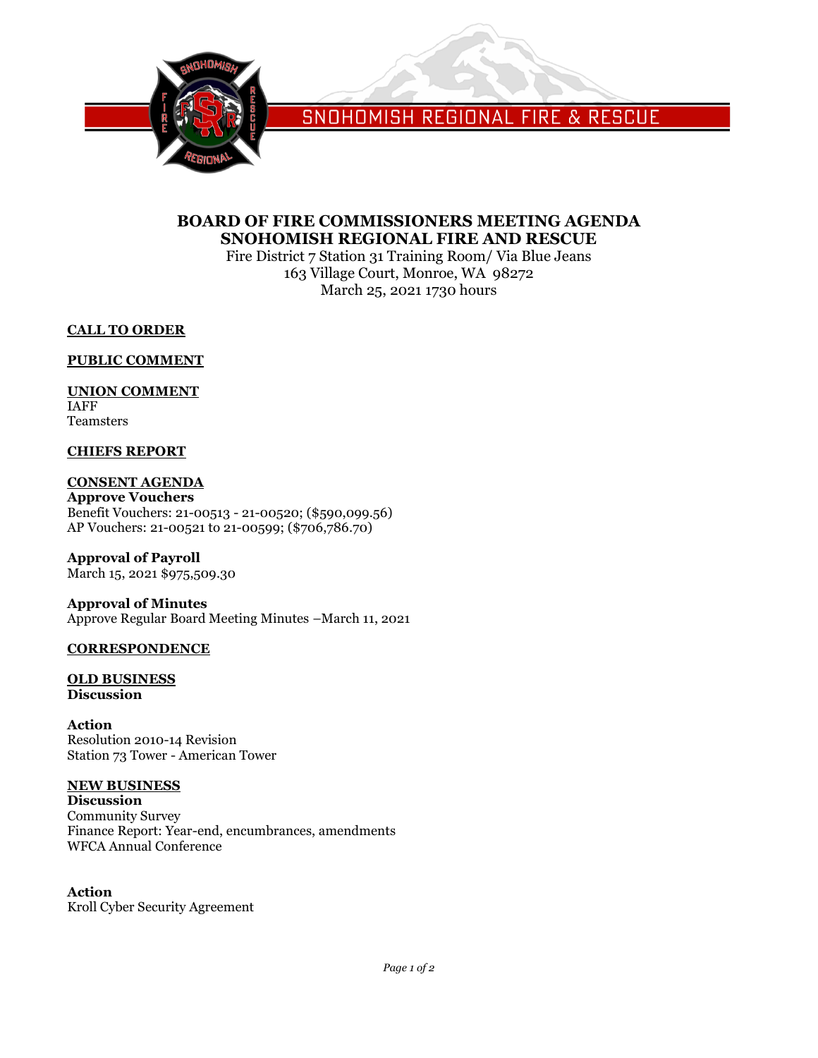SNOHOMISH REGIONAL FIRE & RESCUE

# BOARD OF FIRE COMMISSIONERS MEETING AGENDA
# SNOHOMISH REGIONAL FIRE AND RESCUE

Fire District 7 Station 31 Training Room/ Via Blue Jeans
163 Village Court, Monroe, WA 98272
March 25, 2021 1730 hours

## CALL TO ORDER

## PUBLIC COMMENT

## UNION COMMENT

IAFF
Teamsters

## CHIEFS REPORT

## CONSENT AGENDA

**Approve Vouchers**

Benefit Vouchers: 21-00513 - 21-00520; ($590,099.56)
AP Vouchers: 21-00521 to 21-00599; ($706,786.70)

**Approval of Payroll**

March 15, 2021 $975,509.30

**Approval of Minutes**

Approve Regular Board Meeting Minutes –March 11, 2021

## CORRESPONDENCE

## OLD BUSINESS

**Discussion**

**Action**

Resolution 2010-14 Revision
Station 73 Tower - American Tower

## NEW BUSINESS

**Discussion**

Community Survey
Finance Report: Year-end, encumbrances, amendments
WFCA Annual Conference

**Action**

Kroll Cyber Security Agreement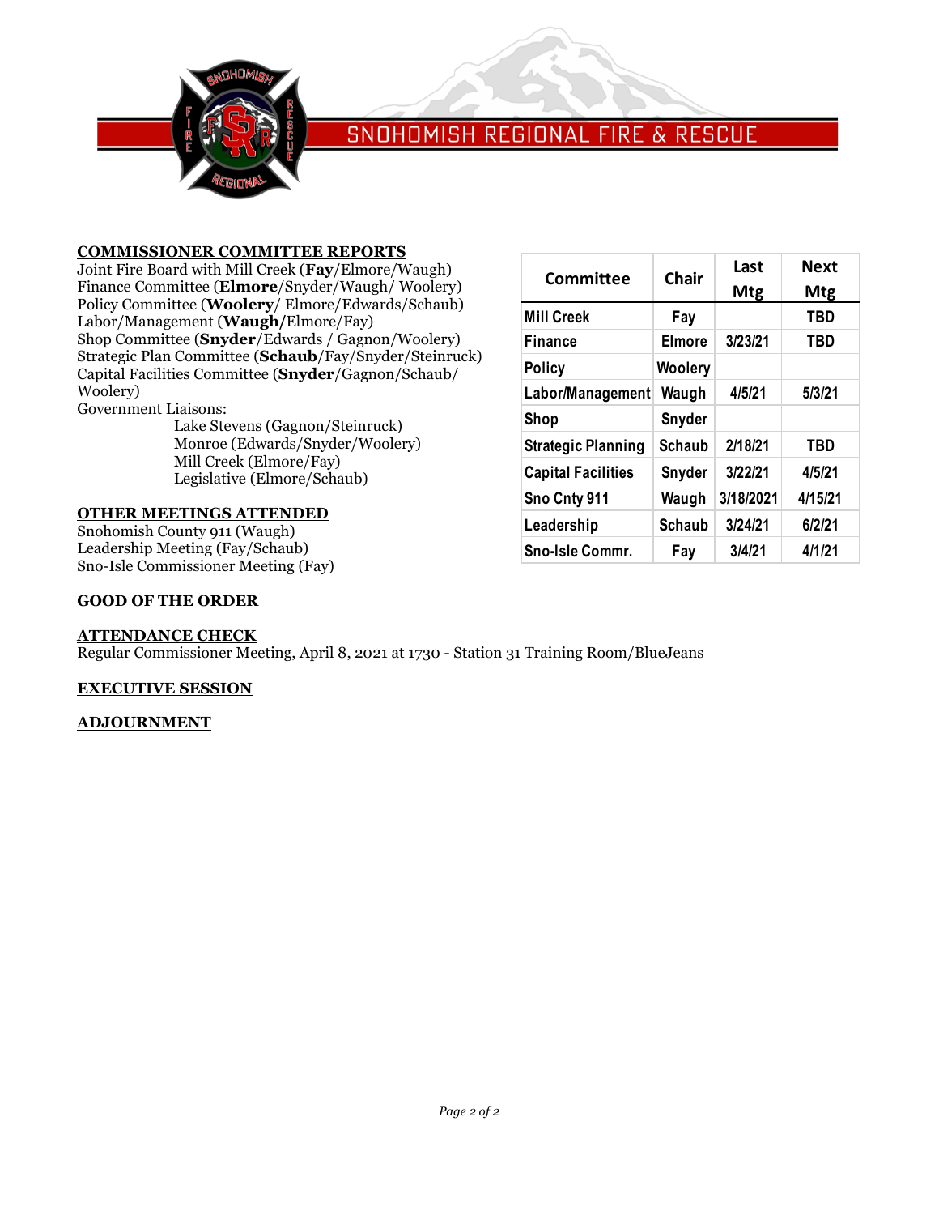## COMMISSIONER COMMITTEE REPORTS

Joint Fire Board with Mill Creek (**Fay**/Elmore/Waugh)
Finance Committee (**Elmore**/Snyder/Waugh/ Woolery)
Policy Committee (**Woolery**/ Elmore/Edwards/Schaub)
Labor/Management (**Waugh**/Elmore/Fay)
Shop Committee (**Snyder**/Edwards / Gagnon/Woolery)
Strategic Plan Committee (**Schaub**/Fay/Snyder/Steinruck)
Capital Facilities Committee (**Snyder**/Gagnon/Schaub/ Woolery)
Government Liaisons:

- Lake Stevens (Gagnon/Steinruck)
- Monroe (Edwards/Snyder/Woolery)
- Mill Creek (Elmore/Fay)
- Legislative (Elmore/Schaub)

| Committee | Chair | Last Mtg | Next Mtg |
|---|---|---|---|
| Mill Creek | Fay | | TBD |
| Finance | Elmore | 3/23/21 | TBD |
| Policy | Woolery | | |
| Labor/Management | Waugh | 4/5/21 | 5/3/21 |
| Shop | Snyder | | |
| Strategic Planning | Schaub | 2/18/21 | TBD |
| Capital Facilities | Snyder | 3/22/21 | 4/5/21 |
| Sno Cnty 911 | Waugh | 3/18/2021 | 4/15/21 |
| Leadership | Schaub | 3/24/21 | 6/2/21 |
| Sno-Isle Commr. | Fay | 3/4/21 | 4/1/21 |

## OTHER MEETINGS ATTENDED

Snohomish County 911 (Waugh)
Leadership Meeting (Fay/Schaub)
Sno-Isle Commissioner Meeting (Fay)

## GOOD OF THE ORDER

## ATTENDANCE CHECK

Regular Commissioner Meeting, April 8, 2021 at 1730 - Station 31 Training Room/BlueJeans

## EXECUTIVE SESSION

## ADJOURNMENT